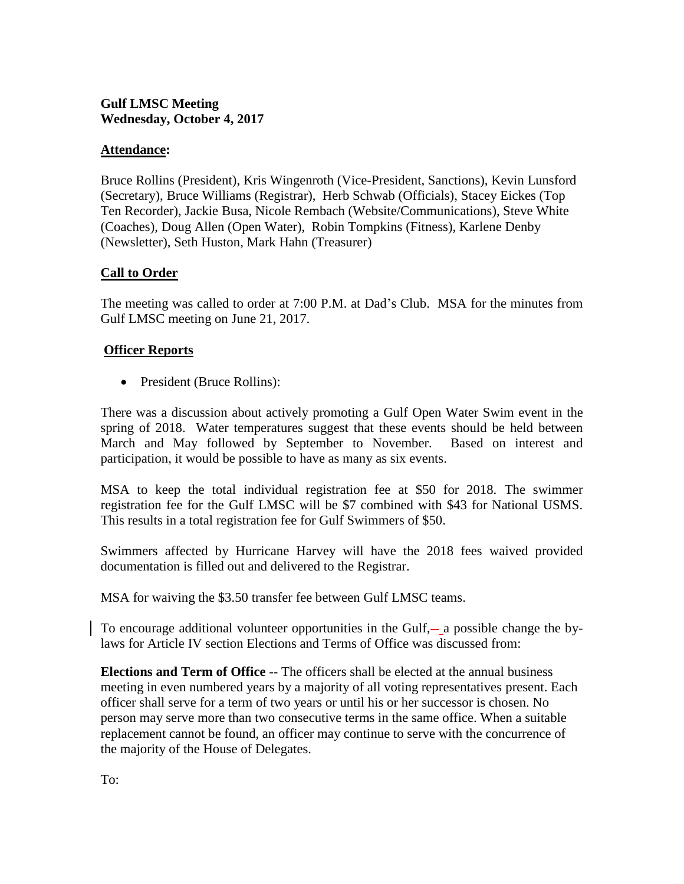**Gulf LMSC Meeting**
**Wednesday, October 4, 2017**

## Attendance:

Bruce Rollins (President), Kris Wingenroth (Vice-President, Sanctions), Kevin Lunsford (Secretary), Bruce Williams (Registrar), Herb Schwab (Officials), Stacey Eickes (Top Ten Recorder), Jackie Busa, Nicole Rembach (Website/Communications), Steve White (Coaches), Doug Allen (Open Water), Robin Tompkins (Fitness), Karlene Denby (Newsletter), Seth Huston, Mark Hahn (Treasurer)

## Call to Order

The meeting was called to order at 7:00 P.M. at Dad's Club. MSA for the minutes from Gulf LMSC meeting on June 21, 2017.

## Officer Reports

- President (Bruce Rollins):

There was a discussion about actively promoting a Gulf Open Water Swim event in the spring of 2018. Water temperatures suggest that these events should be held between March and May followed by September to November. Based on interest and participation, it would be possible to have as many as six events.

MSA to keep the total individual registration fee at $50 for 2018. The swimmer registration fee for the Gulf LMSC will be $7 combined with $43 for National USMS. This results in a total registration fee for Gulf Swimmers of $50.

Swimmers affected by Hurricane Harvey will have the 2018 fees waived provided documentation is filled out and delivered to the Registrar.

MSA for waiving the $3.50 transfer fee between Gulf LMSC teams.

To encourage additional volunteer opportunities in the Gulf, a possible change the by-laws for Article IV section Elections and Terms of Office was discussed from:

**Elections and Term of Office** -- The officers shall be elected at the annual business meeting in even numbered years by a majority of all voting representatives present. Each officer shall serve for a term of two years or until his or her successor is chosen. No person may serve more than two consecutive terms in the same office. When a suitable replacement cannot be found, an officer may continue to serve with the concurrence of the majority of the House of Delegates.

To: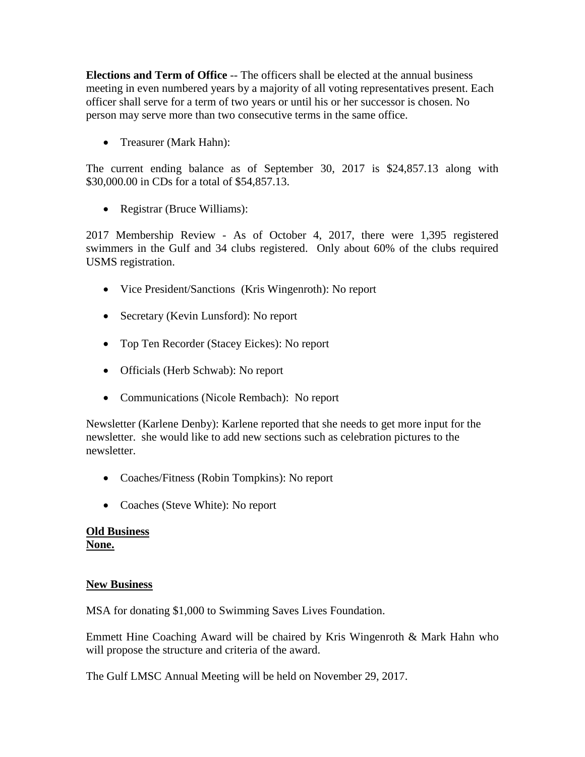**Elections and Term of Office** -- The officers shall be elected at the annual business meeting in even numbered years by a majority of all voting representatives present. Each officer shall serve for a term of two years or until his or her successor is chosen. No person may serve more than two consecutive terms in the same office.

- Treasurer (Mark Hahn):

The current ending balance as of September 30, 2017 is $24,857.13 along with $30,000.00 in CDs for a total of $54,857.13.

- Registrar (Bruce Williams):

2017 Membership Review - As of October 4, 2017, there were 1,395 registered swimmers in the Gulf and 34 clubs registered. Only about 60% of the clubs required USMS registration.

- Vice President/Sanctions (Kris Wingenroth): No report
- Secretary (Kevin Lunsford): No report
- Top Ten Recorder (Stacey Eickes): No report
- Officials (Herb Schwab): No report
- Communications (Nicole Rembach): No report

Newsletter (Karlene Denby): Karlene reported that she needs to get more input for the newsletter. she would like to add new sections such as celebration pictures to the newsletter.

- Coaches/Fitness (Robin Tompkins): No report
- Coaches (Steve White): No report

**Old Business**
**None.**

**New Business**

MSA for donating $1,000 to Swimming Saves Lives Foundation.

Emmett Hine Coaching Award will be chaired by Kris Wingenroth & Mark Hahn who will propose the structure and criteria of the award.

The Gulf LMSC Annual Meeting will be held on November 29, 2017.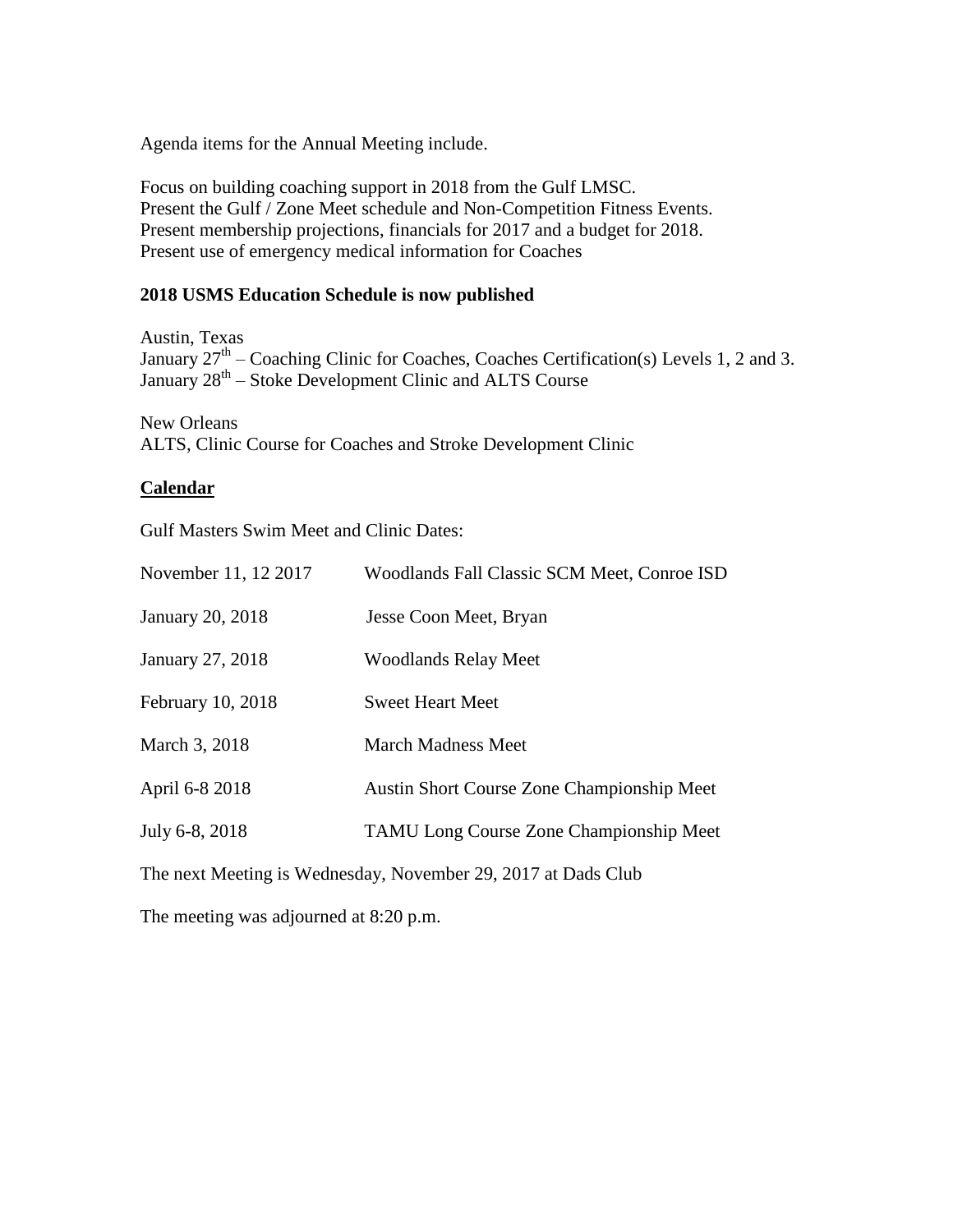Agenda items for the Annual Meeting include.

Focus on building coaching support in 2018 from the Gulf LMSC.
Present the Gulf / Zone Meet schedule and Non-Competition Fitness Events.
Present membership projections, financials for 2017 and a budget for 2018.
Present use of emergency medical information for Coaches

**2018 USMS Education Schedule is now published**

Austin, Texas
January 27th – Coaching Clinic for Coaches, Coaches Certification(s) Levels 1, 2 and 3.
January 28th – Stoke Development Clinic and ALTS Course

New Orleans
ALTS, Clinic Course for Coaches and Stroke Development Clinic

**Calendar**

Gulf Masters Swim Meet and Clinic Dates:

| | |
|---|---|
| November 11, 12 2017 | Woodlands Fall Classic SCM Meet, Conroe ISD |
| January 20, 2018 | Jesse Coon Meet, Bryan |
| January 27, 2018 | Woodlands Relay Meet |
| February 10, 2018 | Sweet Heart Meet |
| March 3, 2018 | March Madness Meet |
| April 6-8 2018 | Austin Short Course Zone Championship Meet |
| July 6-8, 2018 | TAMU Long Course Zone Championship Meet |

The next Meeting is Wednesday, November 29, 2017 at Dads Club

The meeting was adjourned at 8:20 p.m.